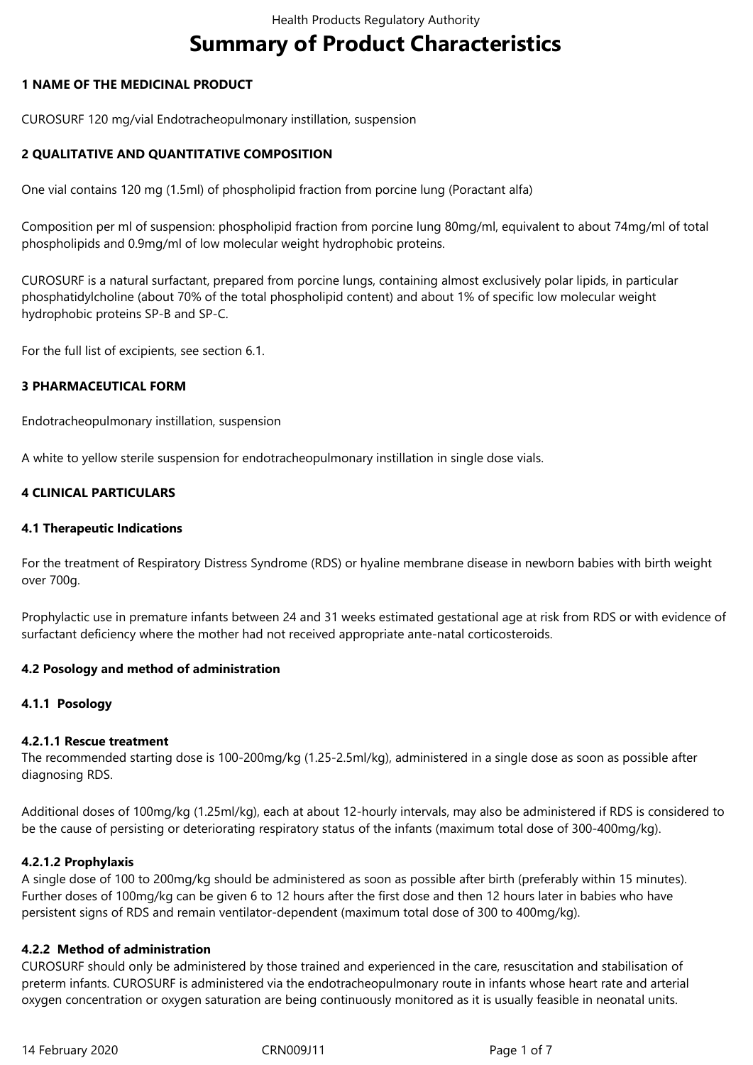# Summary of Product Characteristics

## 1 NAME OF THE MEDICINAL PRODUCT

CUROSURF 120 mg/vial Endotracheopulmonary instillation, suspension

## 2 QUALITATIVE AND QUANTITATIVE COMPOSITION

One vial contains 120 mg (1.5ml) of phospholipid fraction from porcine lung (Poractant alfa)

Composition per ml of suspension: phospholipid fraction from porcine lung 80mg/ml, equivalent to about 74mg/ml of total phospholipids and 0.9mg/ml of low molecular weight hydrophobic proteins.

CUROSURF is a natural surfactant, prepared from porcine lungs, containing almost exclusively polar lipids, in particular phosphatidylcholine (about 70% of the total phospholipid content) and about 1% of specific low molecular weight hydrophobic proteins SP-B and SP-C.

For the full list of excipients, see section 6.1.

## 3 PHARMACEUTICAL FORM

Endotracheopulmonary instillation, suspension

A white to yellow sterile suspension for endotracheopulmonary instillation in single dose vials.

## 4 CLINICAL PARTICULARS

### 4.1 Therapeutic Indications

For the treatment of Respiratory Distress Syndrome (RDS) or hyaline membrane disease in newborn babies with birth weight over 700g.

Prophylactic use in premature infants between 24 and 31 weeks estimated gestational age at risk from RDS or with evidence of surfactant deficiency where the mother had not received appropriate ante-natal corticosteroids.

### 4.2 Posology and method of administration

#### 4.1.1 Posology

**4.2.1.1 Rescue treatment**

The recommended starting dose is 100-200mg/kg (1.25-2.5ml/kg), administered in a single dose as soon as possible after diagnosing RDS.

Additional doses of 100mg/kg (1.25ml/kg), each at about 12-hourly intervals, may also be administered if RDS is considered to be the cause of persisting or deteriorating respiratory status of the infants (maximum total dose of 300-400mg/kg).

**4.2.1.2 Prophylaxis**

A single dose of 100 to 200mg/kg should be administered as soon as possible after birth (preferably within 15 minutes). Further doses of 100mg/kg can be given 6 to 12 hours after the first dose and then 12 hours later in babies who have persistent signs of RDS and remain ventilator-dependent (maximum total dose of 300 to 400mg/kg).

#### 4.2.2 Method of administration

CUROSURF should only be administered by those trained and experienced in the care, resuscitation and stabilisation of preterm infants. CUROSURF is administered via the endotracheopulmonary route in infants whose heart rate and arterial oxygen concentration or oxygen saturation are being continuously monitored as it is usually feasible in neonatal units.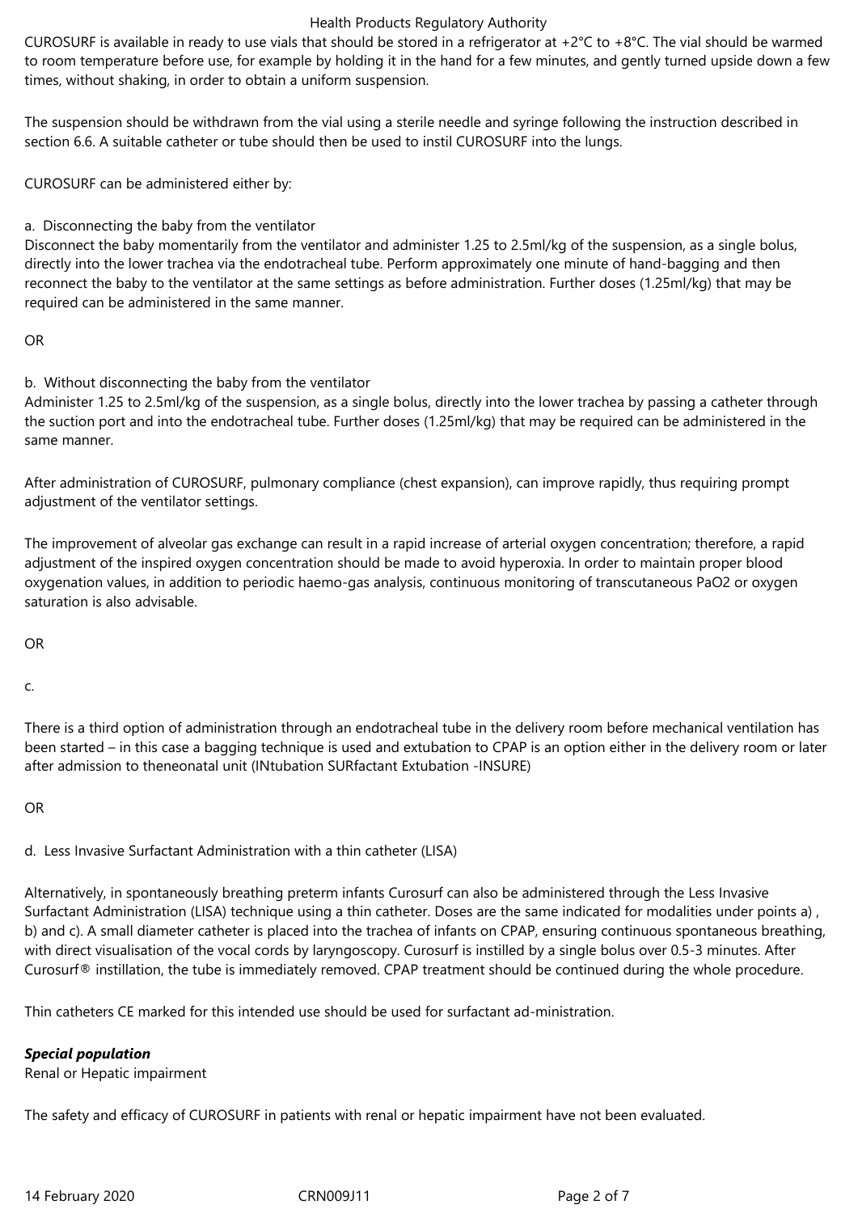CUROSURF is available in ready to use vials that should be stored in a refrigerator at +2°C to +8°C. The vial should be warmed to room temperature before use, for example by holding it in the hand for a few minutes, and gently turned upside down a few times, without shaking, in order to obtain a uniform suspension.

The suspension should be withdrawn from the vial using a sterile needle and syringe following the instruction described in section 6.6. A suitable catheter or tube should then be used to instil CUROSURF into the lungs.

CUROSURF can be administered either by:

a. Disconnecting the baby from the ventilator

Disconnect the baby momentarily from the ventilator and administer 1.25 to 2.5ml/kg of the suspension, as a single bolus, directly into the lower trachea via the endotracheal tube. Perform approximately one minute of hand-bagging and then reconnect the baby to the ventilator at the same settings as before administration. Further doses (1.25ml/kg) that may be required can be administered in the same manner.

OR

b. Without disconnecting the baby from the ventilator

Administer 1.25 to 2.5ml/kg of the suspension, as a single bolus, directly into the lower trachea by passing a catheter through the suction port and into the endotracheal tube. Further doses (1.25ml/kg) that may be required can be administered in the same manner.

After administration of CUROSURF, pulmonary compliance (chest expansion), can improve rapidly, thus requiring prompt adjustment of the ventilator settings.

The improvement of alveolar gas exchange can result in a rapid increase of arterial oxygen concentration; therefore, a rapid adjustment of the inspired oxygen concentration should be made to avoid hyperoxia. In order to maintain proper blood oxygenation values, in addition to periodic haemo-gas analysis, continuous monitoring of transcutaneous $PaO_2$ or oxygen saturation is also advisable.

OR

c.

There is a third option of administration through an endotracheal tube in the delivery room before mechanical ventilation has been started – in this case a bagging technique is used and extubation to CPAP is an option either in the delivery room or later after admission to theneonatal unit (INtubation SURfactant Extubation -INSURE)

OR

d. Less Invasive Surfactant Administration with a thin catheter (LISA)

Alternatively, in spontaneously breathing preterm infants Curosurf can also be administered through the Less Invasive Surfactant Administration (LISA) technique using a thin catheter. Doses are the same indicated for modalities under points a) , b) and c). A small diameter catheter is placed into the trachea of infants on CPAP, ensuring continuous spontaneous breathing, with direct visualisation of the vocal cords by laryngoscopy. Curosurf is instilled by a single bolus over 0.5-3 minutes. After Curosurf® instillation, the tube is immediately removed. CPAP treatment should be continued during the whole procedure.

Thin catheters CE marked for this intended use should be used for surfactant ad-ministration.

***Special population***

Renal or Hepatic impairment

The safety and efficacy of CUROSURF in patients with renal or hepatic impairment have not been evaluated.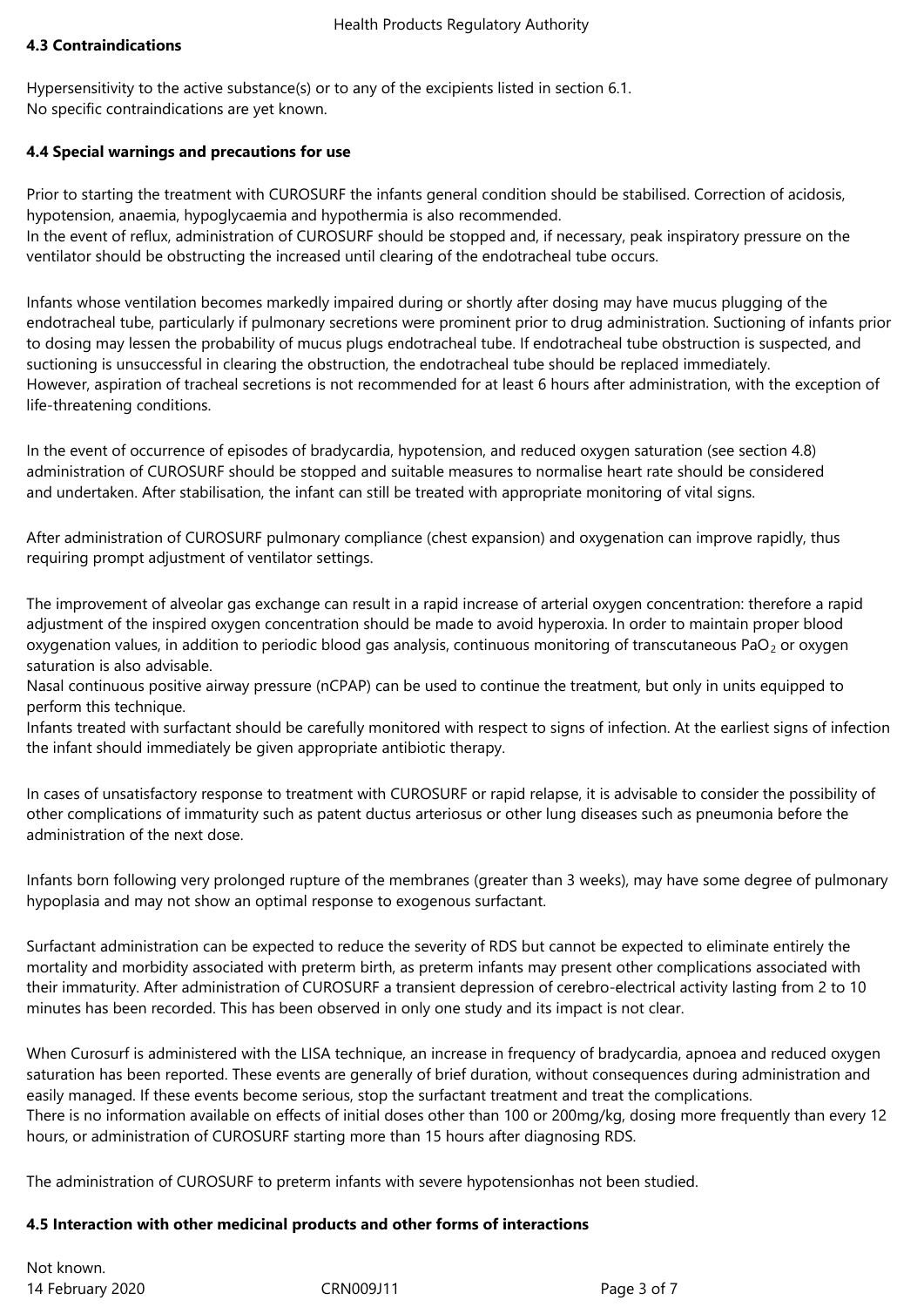### 4.3 Contraindications

Hypersensitivity to the active substance(s) or to any of the excipients listed in section 6.1.
No specific contraindications are yet known.

### 4.4 Special warnings and precautions for use

Prior to starting the treatment with CUROSURF the infants general condition should be stabilised. Correction of acidosis, hypotension, anaemia, hypoglycaemia and hypothermia is also recommended.
In the event of reflux, administration of CUROSURF should be stopped and, if necessary, peak inspiratory pressure on the ventilator should be obstructing the increased until clearing of the endotracheal tube occurs.

Infants whose ventilation becomes markedly impaired during or shortly after dosing may have mucus plugging of the endotracheal tube, particularly if pulmonary secretions were prominent prior to drug administration. Suctioning of infants prior to dosing may lessen the probability of mucus plugs endotracheal tube. If endotracheal tube obstruction is suspected, and suctioning is unsuccessful in clearing the obstruction, the endotracheal tube should be replaced immediately.
However, aspiration of tracheal secretions is not recommended for at least 6 hours after administration, with the exception of life-threatening conditions.

In the event of occurrence of episodes of bradycardia, hypotension, and reduced oxygen saturation (see section 4.8) administration of CUROSURF should be stopped and suitable measures to normalise heart rate should be considered and undertaken. After stabilisation, the infant can still be treated with appropriate monitoring of vital signs.

After administration of CUROSURF pulmonary compliance (chest expansion) and oxygenation can improve rapidly, thus requiring prompt adjustment of ventilator settings.

The improvement of alveolar gas exchange can result in a rapid increase of arterial oxygen concentration: therefore a rapid adjustment of the inspired oxygen concentration should be made to avoid hyperoxia. In order to maintain proper blood oxygenation values, in addition to periodic blood gas analysis, continuous monitoring of transcutaneous $PaO_2$ or oxygen saturation is also advisable.
Nasal continuous positive airway pressure (nCPAP) can be used to continue the treatment, but only in units equipped to perform this technique.
Infants treated with surfactant should be carefully monitored with respect to signs of infection. At the earliest signs of infection the infant should immediately be given appropriate antibiotic therapy.

In cases of unsatisfactory response to treatment with CUROSURF or rapid relapse, it is advisable to consider the possibility of other complications of immaturity such as patent ductus arteriosus or other lung diseases such as pneumonia before the administration of the next dose.

Infants born following very prolonged rupture of the membranes (greater than 3 weeks), may have some degree of pulmonary hypoplasia and may not show an optimal response to exogenous surfactant.

Surfactant administration can be expected to reduce the severity of RDS but cannot be expected to eliminate entirely the mortality and morbidity associated with preterm birth, as preterm infants may present other complications associated with their immaturity. After administration of CUROSURF a transient depression of cerebro-electrical activity lasting from 2 to 10 minutes has been recorded. This has been observed in only one study and its impact is not clear.

When Curosurf is administered with the LISA technique, an increase in frequency of bradycardia, apnoea and reduced oxygen saturation has been reported. These events are generally of brief duration, without consequences during administration and easily managed. If these events become serious, stop the surfactant treatment and treat the complications.
There is no information available on effects of initial doses other than 100 or 200mg/kg, dosing more frequently than every 12 hours, or administration of CUROSURF starting more than 15 hours after diagnosing RDS.

The administration of CUROSURF to preterm infants with severe hypotensionhas not been studied.

### 4.5 Interaction with other medicinal products and other forms of interactions

Not known.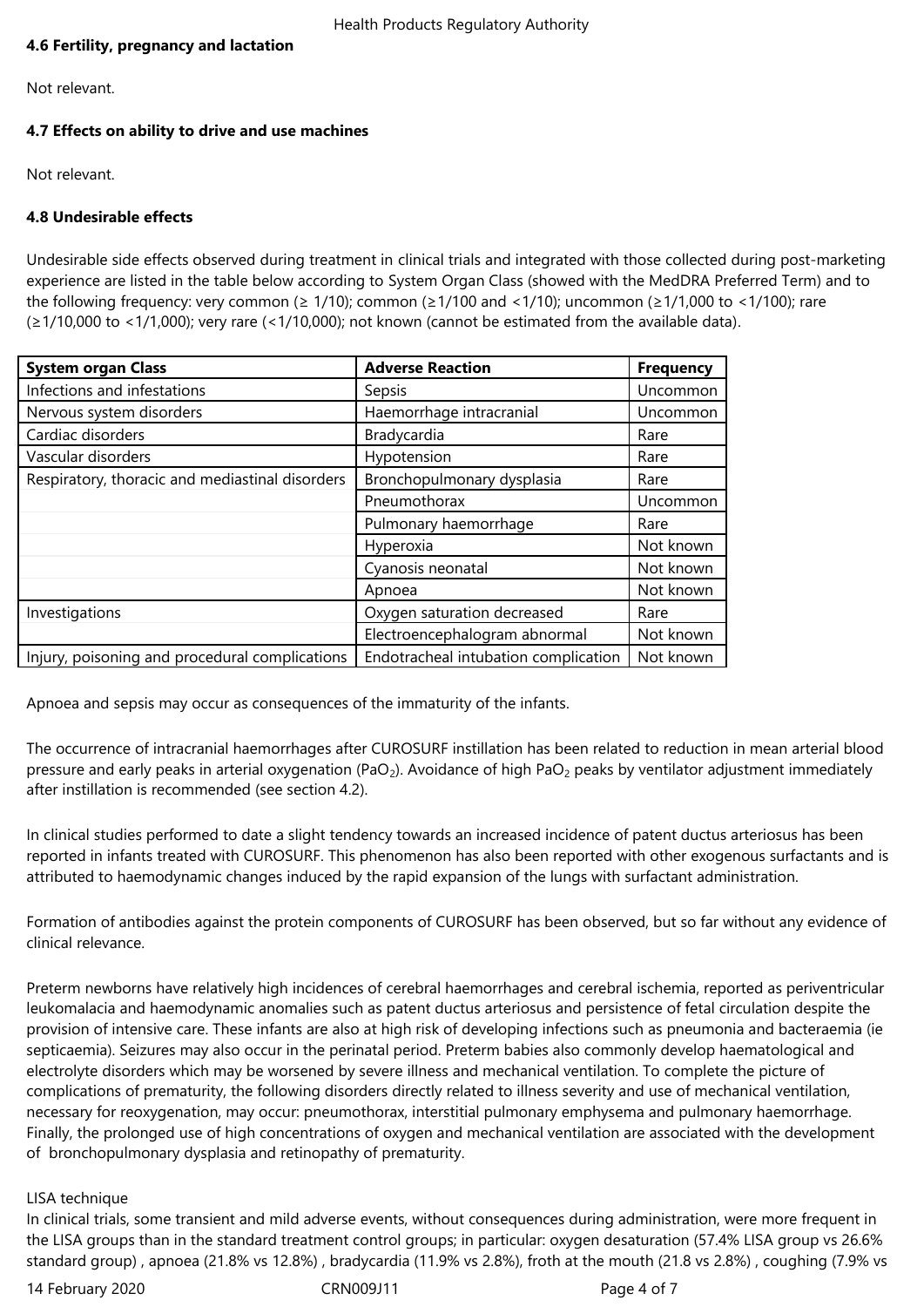#### 4.6 Fertility, pregnancy and lactation

Not relevant.

#### 4.7 Effects on ability to drive and use machines

Not relevant.

#### 4.8 Undesirable effects

Undesirable side effects observed during treatment in clinical trials and integrated with those collected during post-marketing experience are listed in the table below according to System Organ Class (showed with the MedDRA Preferred Term) and to the following frequency: very common (≥ 1/10); common (≥1/100 and <1/10); uncommon (≥1/1,000 to <1/100); rare (≥1/10,000 to <1/1,000); very rare (<1/10,000); not known (cannot be estimated from the available data).

| System organ Class | Adverse Reaction | Frequency |
|---|---|---|
| Infections and infestations | Sepsis | Uncommon |
| Nervous system disorders | Haemorrhage intracranial | Uncommon |
| Cardiac disorders | Bradycardia | Rare |
| Vascular disorders | Hypotension | Rare |
| Respiratory, thoracic and mediastinal disorders | Bronchopulmonary dysplasia | Rare |
| | Pneumothorax | Uncommon |
| | Pulmonary haemorrhage | Rare |
| | Hyperoxia | Not known |
| | Cyanosis neonatal | Not known |
| | Apnoea | Not known |
| Investigations | Oxygen saturation decreased | Rare |
| | Electroencephalogram abnormal | Not known |
| Injury, poisoning and procedural complications | Endotracheal intubation complication | Not known |

Apnoea and sepsis may occur as consequences of the immaturity of the infants.

The occurrence of intracranial haemorrhages after CUROSURF instillation has been related to reduction in mean arterial blood pressure and early peaks in arterial oxygenation ($PaO_2$). Avoidance of high $PaO_2$ peaks by ventilator adjustment immediately after instillation is recommended (see section 4.2).

In clinical studies performed to date a slight tendency towards an increased incidence of patent ductus arteriosus has been reported in infants treated with CUROSURF. This phenomenon has also been reported with other exogenous surfactants and is attributed to haemodynamic changes induced by the rapid expansion of the lungs with surfactant administration.

Formation of antibodies against the protein components of CUROSURF has been observed, but so far without any evidence of clinical relevance.

Preterm newborns have relatively high incidences of cerebral haemorrhages and cerebral ischemia, reported as periventricular leukomalacia and haemodynamic anomalies such as patent ductus arteriosus and persistence of fetal circulation despite the provision of intensive care. These infants are also at high risk of developing infections such as pneumonia and bacteraemia (ie septicaemia). Seizures may also occur in the perinatal period. Preterm babies also commonly develop haematological and electrolyte disorders which may be worsened by severe illness and mechanical ventilation. To complete the picture of complications of prematurity, the following disorders directly related to illness severity and use of mechanical ventilation, necessary for reoxygenation, may occur: pneumothorax, interstitial pulmonary emphysema and pulmonary haemorrhage. Finally, the prolonged use of high concentrations of oxygen and mechanical ventilation are associated with the development of bronchopulmonary dysplasia and retinopathy of prematurity.

LISA technique

In clinical trials, some transient and mild adverse events, without consequences during administration, were more frequent in the LISA groups than in the standard treatment control groups; in particular: oxygen desaturation (57.4% LISA group vs 26.6% standard group) , apnoea (21.8% vs 12.8%) , bradycardia (11.9% vs 2.8%), froth at the mouth (21.8 vs 2.8%) , coughing (7.9% vs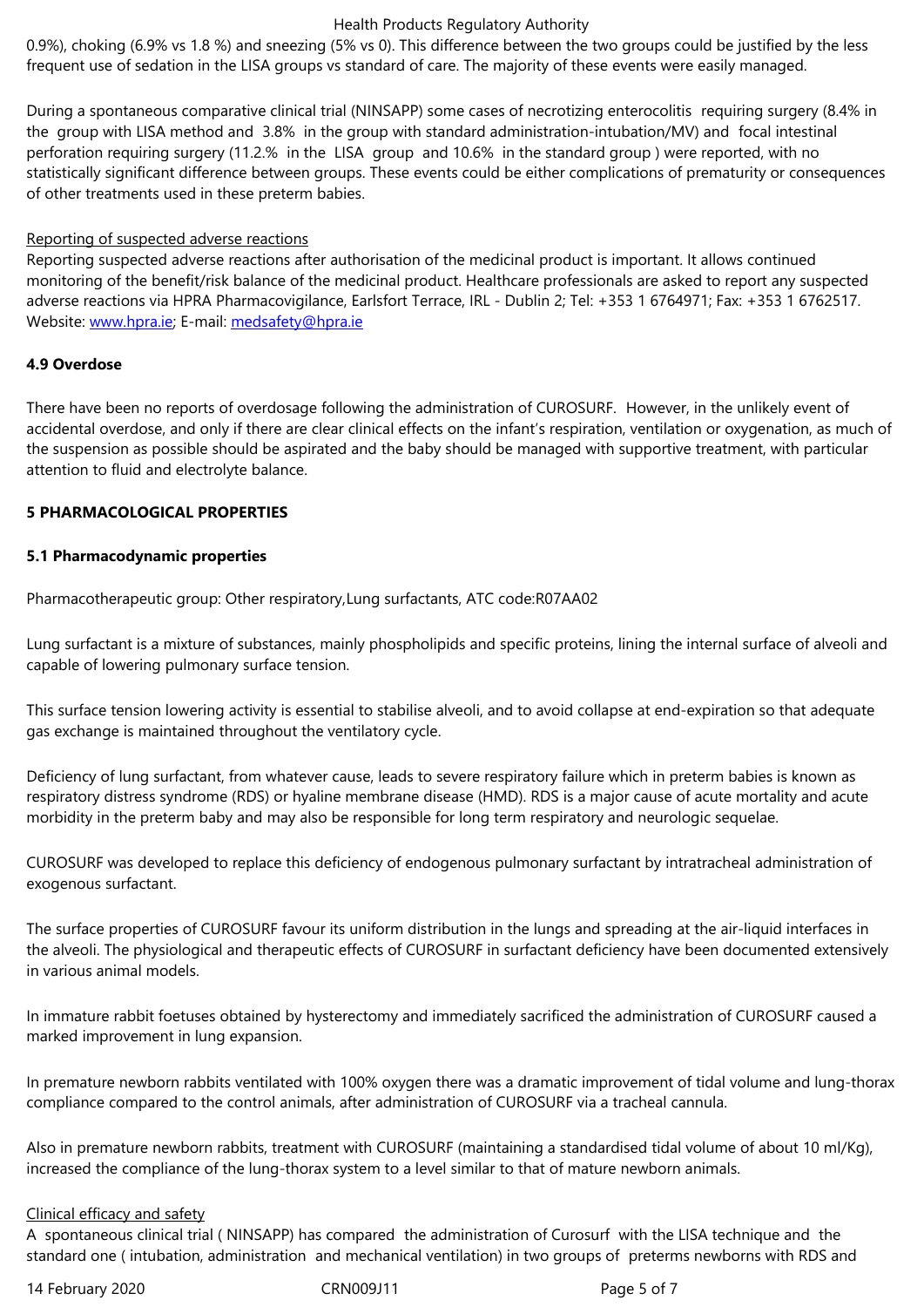0.9%), choking (6.9% vs 1.8 %) and sneezing (5% vs 0). This difference between the two groups could be justified by the less frequent use of sedation in the LISA groups vs standard of care. The majority of these events were easily managed.

During a spontaneous comparative clinical trial (NINSAPP) some cases of necrotizing enterocolitis requiring surgery (8.4% in the group with LISA method and 3.8% in the group with standard administration-intubation/MV) and focal intestinal perforation requiring surgery (11.2.% in the LISA group and 10.6% in the standard group ) were reported, with no statistically significant difference between groups. These events could be either complications of prematurity or consequences of other treatments used in these preterm babies.

Reporting of suspected adverse reactions

Reporting suspected adverse reactions after authorisation of the medicinal product is important. It allows continued monitoring of the benefit/risk balance of the medicinal product. Healthcare professionals are asked to report any suspected adverse reactions via HPRA Pharmacovigilance, Earlsfort Terrace, IRL - Dublin 2; Tel: +353 1 6764971; Fax: +353 1 6762517. Website: www.hpra.ie; E-mail: medsafety@hpra.ie

**4.9 Overdose**

There have been no reports of overdosage following the administration of CUROSURF. However, in the unlikely event of accidental overdose, and only if there are clear clinical effects on the infant's respiration, ventilation or oxygenation, as much of the suspension as possible should be aspirated and the baby should be managed with supportive treatment, with particular attention to fluid and electrolyte balance.

## 5 PHARMACOLOGICAL PROPERTIES

### 5.1 Pharmacodynamic properties

Pharmacotherapeutic group: Other respiratory,Lung surfactants, ATC code:R07AA02

Lung surfactant is a mixture of substances, mainly phospholipids and specific proteins, lining the internal surface of alveoli and capable of lowering pulmonary surface tension.

This surface tension lowering activity is essential to stabilise alveoli, and to avoid collapse at end-expiration so that adequate gas exchange is maintained throughout the ventilatory cycle.

Deficiency of lung surfactant, from whatever cause, leads to severe respiratory failure which in preterm babies is known as respiratory distress syndrome (RDS) or hyaline membrane disease (HMD). RDS is a major cause of acute mortality and acute morbidity in the preterm baby and may also be responsible for long term respiratory and neurologic sequelae.

CUROSURF was developed to replace this deficiency of endogenous pulmonary surfactant by intratracheal administration of exogenous surfactant.

The surface properties of CUROSURF favour its uniform distribution in the lungs and spreading at the air-liquid interfaces in the alveoli. The physiological and therapeutic effects of CUROSURF in surfactant deficiency have been documented extensively in various animal models.

In immature rabbit foetuses obtained by hysterectomy and immediately sacrificed the administration of CUROSURF caused a marked improvement in lung expansion.

In premature newborn rabbits ventilated with 100% oxygen there was a dramatic improvement of tidal volume and lung-thorax compliance compared to the control animals, after administration of CUROSURF via a tracheal cannula.

Also in premature newborn rabbits, treatment with CUROSURF (maintaining a standardised tidal volume of about 10 ml/Kg), increased the compliance of the lung-thorax system to a level similar to that of mature newborn animals.

Clinical efficacy and safety

A spontaneous clinical trial ( NINSAPP) has compared the administration of Curosurf with the LISA technique and the standard one ( intubation, administration and mechanical ventilation) in two groups of preterms newborns with RDS and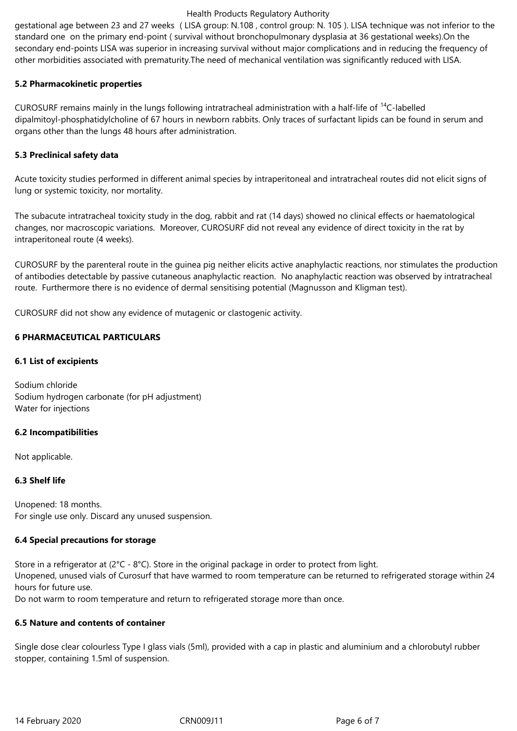gestational age between 23 and 27 weeks ( LISA group: N.108 , control group: N. 105 ). LISA technique was not inferior to the standard one on the primary end-point ( survival without bronchopulmonary dysplasia at 36 gestational weeks).On the secondary end-points LISA was superior in increasing survival without major complications and in reducing the frequency of other morbidities associated with prematurity.The need of mechanical ventilation was significantly reduced with LISA.

**5.2 Pharmacokinetic properties**

CUROSURF remains mainly in the lungs following intratracheal administration with a half-life of $^{14}C$-labelled dipalmitoyl-phosphatidylcholine of 67 hours in newborn rabbits. Only traces of surfactant lipids can be found in serum and organs other than the lungs 48 hours after administration.

**5.3 Preclinical safety data**

Acute toxicity studies performed in different animal species by intraperitoneal and intratracheal routes did not elicit signs of lung or systemic toxicity, nor mortality.

The subacute intratracheal toxicity study in the dog, rabbit and rat (14 days) showed no clinical effects or haematological changes, nor macroscopic variations. Moreover, CUROSURF did not reveal any evidence of direct toxicity in the rat by intraperitoneal route (4 weeks).

CUROSURF by the parenteral route in the guinea pig neither elicits active anaphylactic reactions, nor stimulates the production of antibodies detectable by passive cutaneous anaphylactic reaction. No anaphylactic reaction was observed by intratracheal route. Furthermore there is no evidence of dermal sensitising potential (Magnusson and Kligman test).

CUROSURF did not show any evidence of mutagenic or clastogenic activity.

**6 PHARMACEUTICAL PARTICULARS**

**6.1 List of excipients**

Sodium chloride
Sodium hydrogen carbonate (for pH adjustment)
Water for injections

**6.2 Incompatibilities**

Not applicable.

**6.3 Shelf life**

Unopened: 18 months.
For single use only. Discard any unused suspension.

**6.4 Special precautions for storage**

Store in a refrigerator at (2°C - 8°C). Store in the original package in order to protect from light.
Unopened, unused vials of Curosurf that have warmed to room temperature can be returned to refrigerated storage within 24 hours for future use.
Do not warm to room temperature and return to refrigerated storage more than once.

**6.5 Nature and contents of container**

Single dose clear colourless Type I glass vials (5ml), provided with a cap in plastic and aluminium and a chlorobutyl rubber stopper, containing 1.5ml of suspension.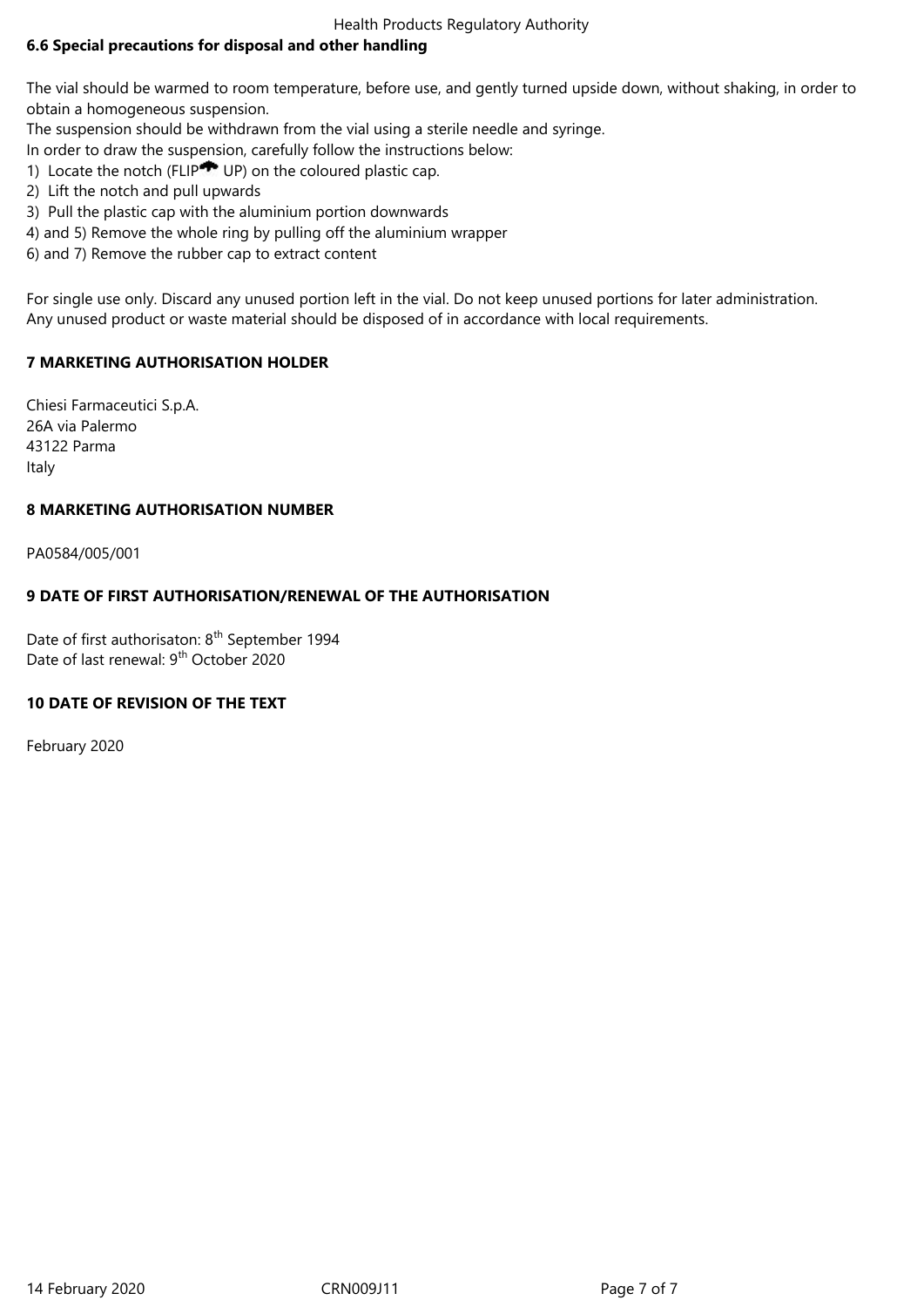## 6.6 Special precautions for disposal and other handling

The vial should be warmed to room temperature, before use, and gently turned upside down, without shaking, in order to obtain a homogeneous suspension.
The suspension should be withdrawn from the vial using a sterile needle and syringe.
In order to draw the suspension, carefully follow the instructions below:
1) Locate the notch (FLIP UP) on the coloured plastic cap.
2) Lift the notch and pull upwards
3) Pull the plastic cap with the aluminium portion downwards
4) and 5) Remove the whole ring by pulling off the aluminium wrapper
6) and 7) Remove the rubber cap to extract content

For single use only. Discard any unused portion left in the vial. Do not keep unused portions for later administration.
Any unused product or waste material should be disposed of in accordance with local requirements.

## 7 MARKETING AUTHORISATION HOLDER

Chiesi Farmaceutici S.p.A.
26A via Palermo
43122 Parma
Italy

## 8 MARKETING AUTHORISATION NUMBER

PA0584/005/001

## 9 DATE OF FIRST AUTHORISATION/RENEWAL OF THE AUTHORISATION

Date of first authorisaton: 8th September 1994
Date of last renewal: 9th October 2020

## 10 DATE OF REVISION OF THE TEXT

February 2020